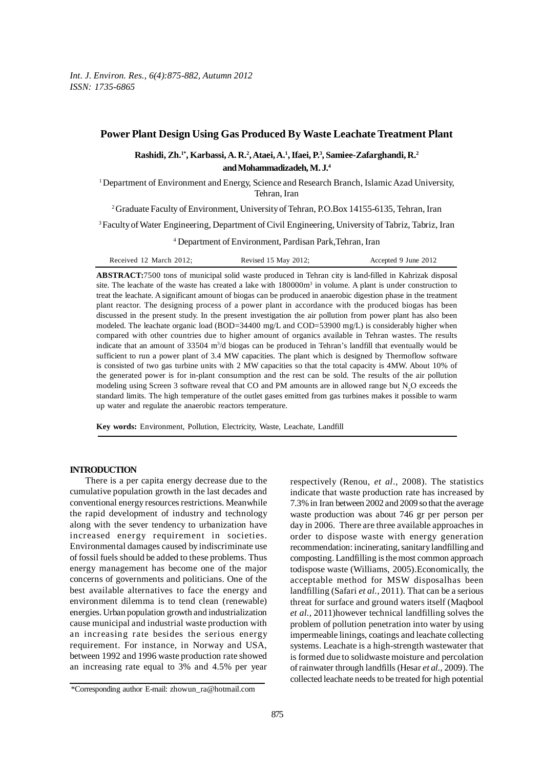# Power Plant Design Using Gas Produced By Waste Leachate Treatment Plant

**Rashidi, Zh.[1*], Karbassi, A. R.[2], Ataei, A.[1], Ifaei, P.[3], Samiee-Zafarghandi, R.[2] and Mohammadizadeh, M. J.[4]**

[1] Department of Environment and Energy, Science and Research Branch, Islamic Azad University, Tehran, Iran

[2] Graduate Faculty of Environment, University of Tehran, P.O.Box 14155-6135, Tehran, Iran

[3] Faculty of Water Engineering, Department of Civil Engineering, University of Tabriz, Tabriz, Iran

[4] Department of Environment, Pardisan Park, Tehran, Iran

Received 12 March 2012; Revised 15 May 2012; Accepted 9 June 2012

**ABSTRACT:** 7500 tons of municipal solid waste produced in Tehran city is land-filled in Kahrizak disposal site. The leachate of the waste has created a lake with 180000m$^3$ in volume. A plant is under construction to treat the leachate. A significant amount of biogas can be produced in anaerobic digestion phase in the treatment plant reactor. The designing process of a power plant in accordance with the produced biogas has been discussed in the present study. In the present investigation the air pollution from power plant has also been modeled. The leachate organic load (BOD=34400 mg/L and COD=53900 mg/L) is considerably higher when compared with other countries due to higher amount of organics available in Tehran wastes. The results indicate that an amount of 33504 m$^3$/d biogas can be produced in Tehran's landfill that eventually would be sufficient to run a power plant of 3.4 MW capacities. The plant which is designed by Thermoflow software is consisted of two gas turbine units with 2 MW capacities so that the total capacity is 4MW. About 10% of the generated power is for in-plant consumption and the rest can be sold. The results of the air pollution modeling using Screen 3 software reveal that CO and PM amounts are in allowed range but $N_2O$ exceeds the standard limits. The high temperature of the outlet gases emitted from gas turbines makes it possible to warm up water and regulate the anaerobic reactors temperature.

**Key words:** Environment, Pollution, Electricity, Waste, Leachate, Landfill

## INTRODUCTION

There is a per capita energy decrease due to the cumulative population growth in the last decades and conventional energy resources restrictions. Meanwhile the rapid development of industry and technology along with the sever tendency to urbanization have increased energy requirement in societies. Environmental damages caused by indiscriminate use of fossil fuels should be added to these problems. Thus energy management has become one of the major concerns of governments and politicians. One of the best available alternatives to face the energy and environment dilemma is to tend clean (renewable) energies. Urban population growth and industrialization cause municipal and industrial waste production with an increasing rate besides the serious energy requirement. For instance, in Norway and USA, between 1992 and 1996 waste production rate showed an increasing rate equal to 3% and 4.5% per year respectively (Renou, *et al*., 2008). The statistics indicate that waste production rate has increased by 7.3% in Iran between 2002 and 2009 so that the average waste production was about 746 gr per person per day in 2006. There are three available approaches in order to dispose waste with energy generation recommendation: incinerating, sanitary landfilling and composting. Landfilling is the most common approach todispose waste (Williams, 2005).Economically, the acceptable method for MSW disposalhas been landfilling (Safari *et al.,* 2011). That can be a serious threat for surface and ground waters itself (Maqbool *et al.,* 2011)however technical landfilling solves the problem of pollution penetration into water by using impermeable linings, coatings and leachate collecting systems. Leachate is a high-strength wastewater that is formed due to solidwaste moisture and percolation of rainwater through landfills (Hesar *et al.,* 2009). The collected leachate needs to be treated for high potential

*Corresponding author E-mail: zhowun_ra@hotmail.com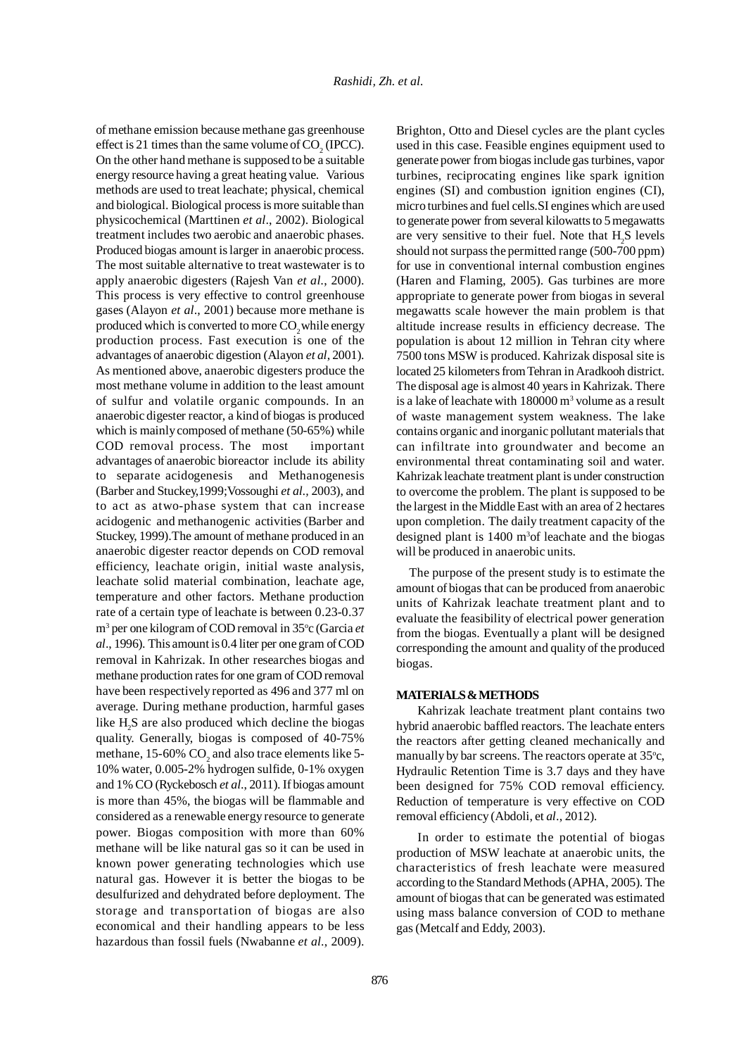of methane emission because methane gas greenhouse effect is 21 times than the same volume of $CO_2$ (IPCC). On the other hand methane is supposed to be a suitable energy resource having a great heating value. Various methods are used to treat leachate; physical, chemical and biological. Biological process is more suitable than physicochemical (Marttinen *et al*., 2002). Biological treatment includes two aerobic and anaerobic phases. Produced biogas amount is larger in anaerobic process. The most suitable alternative to treat wastewater is to apply anaerobic digesters (Rajesh Van *et al*., 2000). This process is very effective to control greenhouse gases (Alayon *et al*., 2001) because more methane is produced which is converted to more $CO_2$ while energy production process. Fast execution is one of the advantages of anaerobic digestion (Alayon *et al*, 2001). As mentioned above, anaerobic digesters produce the most methane volume in addition to the least amount of sulfur and volatile organic compounds. In an anaerobic digester reactor, a kind of biogas is produced which is mainly composed of methane (50-65%) while COD removal process. The most important advantages of anaerobic bioreactor include its ability to separate acidogenesis and Methanogenesis (Barber and Stuckey,1999;Vossoughi *et al*., 2003), and to act as atwo-phase system that can increase acidogenic and methanogenic activities (Barber and Stuckey, 1999).The amount of methane produced in an anaerobic digester reactor depends on COD removal efficiency, leachate origin, initial waste analysis, leachate solid material combination, leachate age, temperature and other factors. Methane production rate of a certain type of leachate is between 0.23-0.37 $m^3$ per one kilogram of COD removal in 35°c (Garcia *et al*., 1996). This amount is 0.4 liter per one gram of COD removal in Kahrizak. In other researches biogas and methane production rates for one gram of COD removal have been respectively reported as 496 and 377 ml on average. During methane production, harmful gases like $H_2S$ are also produced which decline the biogas quality. Generally, biogas is composed of 40-75% methane, 15-60% $CO_2$ and also trace elements like 5-10% water, 0.005-2% hydrogen sulfide, 0-1% oxygen and 1% CO (Ryckebosch *et al*., 2011). If biogas amount is more than 45%, the biogas will be flammable and considered as a renewable energy resource to generate power. Biogas composition with more than 60% methane will be like natural gas so it can be used in known power generating technologies which use natural gas. However it is better the biogas to be desulfurized and dehydrated before deployment. The storage and transportation of biogas are also economical and their handling appears to be less hazardous than fossil fuels (Nwabanne *et al*., 2009).

Brighton, Otto and Diesel cycles are the plant cycles used in this case. Feasible engines equipment used to generate power from biogas include gas turbines, vapor turbines, reciprocating engines like spark ignition engines (SI) and combustion ignition engines (CI), micro turbines and fuel cells.SI engines which are used to generate power from several kilowatts to 5 megawatts are very sensitive to their fuel. Note that $H_2S$ levels should not surpass the permitted range (500-700 ppm) for use in conventional internal combustion engines (Haren and Flaming, 2005). Gas turbines are more appropriate to generate power from biogas in several megawatts scale however the main problem is that altitude increase results in efficiency decrease. The population is about 12 million in Tehran city where 7500 tons MSW is produced. Kahrizak disposal site is located 25 kilometers from Tehran in Aradkooh district. The disposal age is almost 40 years in Kahrizak. There is a lake of leachate with 180000 $m^3$ volume as a result of waste management system weakness. The lake contains organic and inorganic pollutant materials that can infiltrate into groundwater and become an environmental threat contaminating soil and water. Kahrizak leachate treatment plant is under construction to overcome the problem. The plant is supposed to be the largest in the Middle East with an area of 2 hectares upon completion. The daily treatment capacity of the designed plant is 1400 $m^3$of leachate and the biogas will be produced in anaerobic units.

The purpose of the present study is to estimate the amount of biogas that can be produced from anaerobic units of Kahrizak leachate treatment plant and to evaluate the feasibility of electrical power generation from the biogas. Eventually a plant will be designed corresponding the amount and quality of the produced biogas.

## MATERIALS & METHODS

Kahrizak leachate treatment plant contains two hybrid anaerobic baffled reactors. The leachate enters the reactors after getting cleaned mechanically and manually by bar screens. The reactors operate at 35°c, Hydraulic Retention Time is 3.7 days and they have been designed for 75% COD removal efficiency. Reduction of temperature is very effective on COD removal efficiency (Abdoli, et *al*., 2012).

In order to estimate the potential of biogas production of MSW leachate at anaerobic units, the characteristics of fresh leachate were measured according to the Standard Methods (APHA, 2005). The amount of biogas that can be generated was estimated using mass balance conversion of COD to methane gas (Metcalf and Eddy, 2003).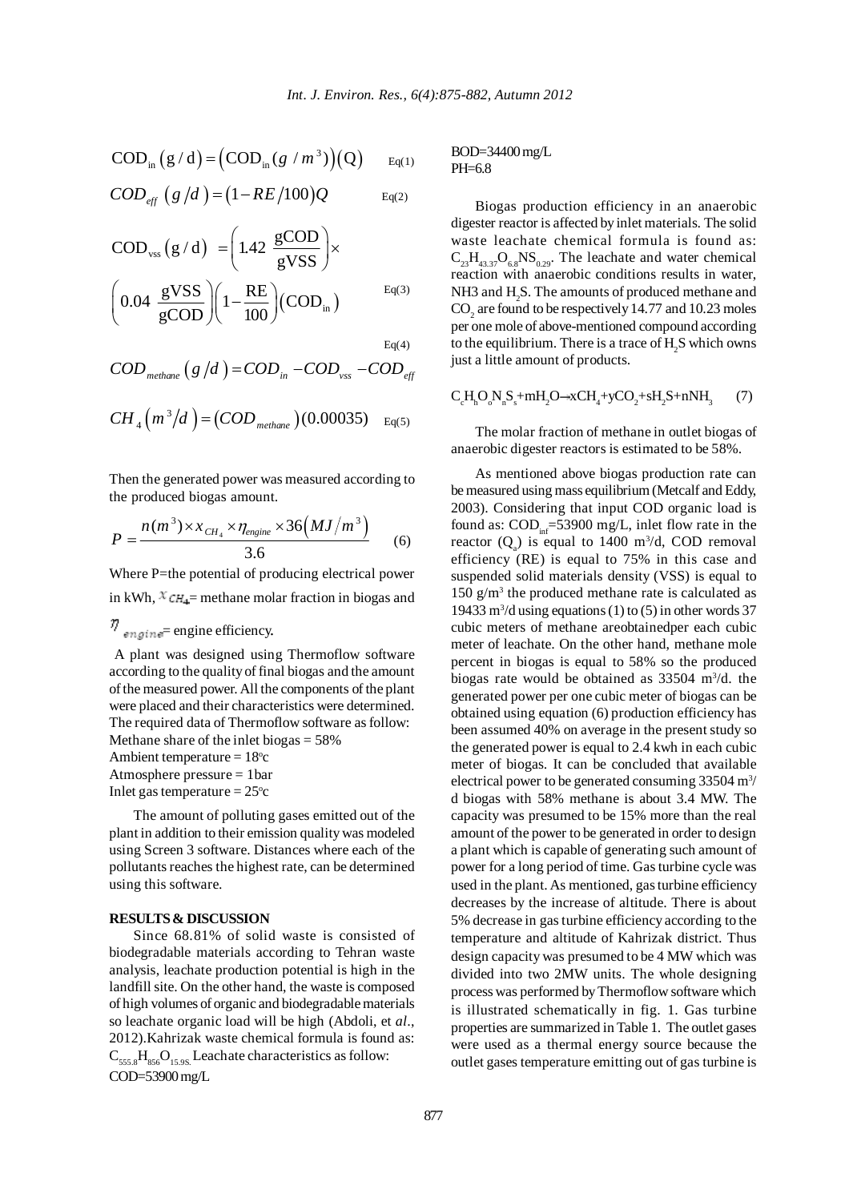$$\mathrm{COD_{in}}\,(\mathrm{g/d}) = \left(\mathrm{COD_{in}}\,(g\,/\,m^3)\right)(\mathrm{Q}) \qquad \text{Eq(1)}$$

$$COD_{eff}\ (g/d) = (1 - RE/100)Q \qquad \text{Eq(2)}$$

$$\mathrm{COD_{vss}}\,(\mathrm{g/d}) = \left(1.42\ \frac{\mathrm{gCOD}}{\mathrm{gVSS}}\right) \times \left(0.04\ \frac{\mathrm{gVSS}}{\mathrm{gCOD}}\right)\left(1 - \frac{\mathrm{RE}}{100}\right)\left(\mathrm{COD_{in}}\right) \qquad \text{Eq(3)}$$

$$COD_{methane}\,(g/d) = COD_{in} - COD_{vss} - COD_{eff} \qquad \text{Eq(4)}$$

$$CH_4\,(m^3/d) = (COD_{methane})(0.00035) \qquad \text{Eq(5)}$$

Then the generated power was measured according to the produced biogas amount.

$$P = \frac{n(m^3) \times x_{CH_4} \times \eta_{engine} \times 36\left(MJ/m^3\right)}{3.6} \qquad (6)$$

Where P=the potential of producing electrical power in kWh, $x_{CH_4}$= methane molar fraction in biogas and $\eta_{engine}$= engine efficiency.

A plant was designed using Thermoflow software according to the quality of final biogas and the amount of the measured power. All the components of the plant were placed and their characteristics were determined. The required data of Thermoflow software as follow:

Methane share of the inlet biogas = 58%
Ambient temperature = 18°c
Atmosphere pressure = 1bar
Inlet gas temperature = 25°c

The amount of polluting gases emitted out of the plant in addition to their emission quality was modeled using Screen 3 software. Distances where each of the pollutants reaches the highest rate, can be determined using this software.

## RESULTS & DISCUSSION

Since 68.81% of solid waste is consisted of biodegradable materials according to Tehran waste analysis, leachate production potential is high in the landfill site. On the other hand, the waste is composed of high volumes of organic and biodegradable materials so leachate organic load will be high (Abdoli, et *al*., 2012).Kahrizak waste chemical formula is found as: $C_{555.8}H_{856}O_{15.9S.}$ Leachate characteristics as follow:

COD=53900 mg/L
BOD=34400 mg/L
PH=6.8

Biogas production efficiency in an anaerobic digester reactor is affected by inlet materials. The solid waste leachate chemical formula is found as: $C_{23}H_{43.37}O_{6.8}NS_{0.29}$. The leachate and water chemical reaction with anaerobic conditions results in water, NH3 and $H_2S$. The amounts of produced methane and $CO_2$ are found to be respectively 14.77 and 10.23 moles per one mole of above-mentioned compound according to the equilibrium. There is a trace of $H_2S$ which owns just a little amount of products.

$$C_cH_hO_oN_nS_s + mH_2O \rightarrow xCH_4 + yCO_2 + sH_2S + nNH_3 \qquad (7)$$

The molar fraction of methane in outlet biogas of anaerobic digester reactors is estimated to be 58%.

As mentioned above biogas production rate can be measured using mass equilibrium (Metcalf and Eddy, 2003). Considering that input COD organic load is found as: $COD_{inf}$=53900 mg/L, inlet flow rate in the reactor ($Q_a$) is equal to 1400 $m^3$/d, COD removal efficiency (RE) is equal to 75% in this case and suspended solid materials density (VSS) is equal to 150 g/$m^3$ the produced methane rate is calculated as 19433 $m^3$/d using equations (1) to (5) in other words 37 cubic meters of methane areobtainedper each cubic meter of leachate. On the other hand, methane mole percent in biogas is equal to 58% so the produced biogas rate would be obtained as 33504 $m^3$/d. the generated power per one cubic meter of biogas can be obtained using equation (6) production efficiency has been assumed 40% on average in the present study so the generated power is equal to 2.4 kwh in each cubic meter of biogas. It can be concluded that available electrical power to be generated consuming 33504 $m^3$/d biogas with 58% methane is about 3.4 MW. The capacity was presumed to be 15% more than the real amount of the power to be generated in order to design a plant which is capable of generating such amount of power for a long period of time. Gas turbine cycle was used in the plant. As mentioned, gas turbine efficiency decreases by the increase of altitude. There is about 5% decrease in gas turbine efficiency according to the temperature and altitude of Kahrizak district. Thus design capacity was presumed to be 4 MW which was divided into two 2MW units. The whole designing process was performed by Thermoflow software which is illustrated schematically in fig. 1. Gas turbine properties are summarized in Table 1. The outlet gases were used as a thermal energy source because the outlet gases temperature emitting out of gas turbine is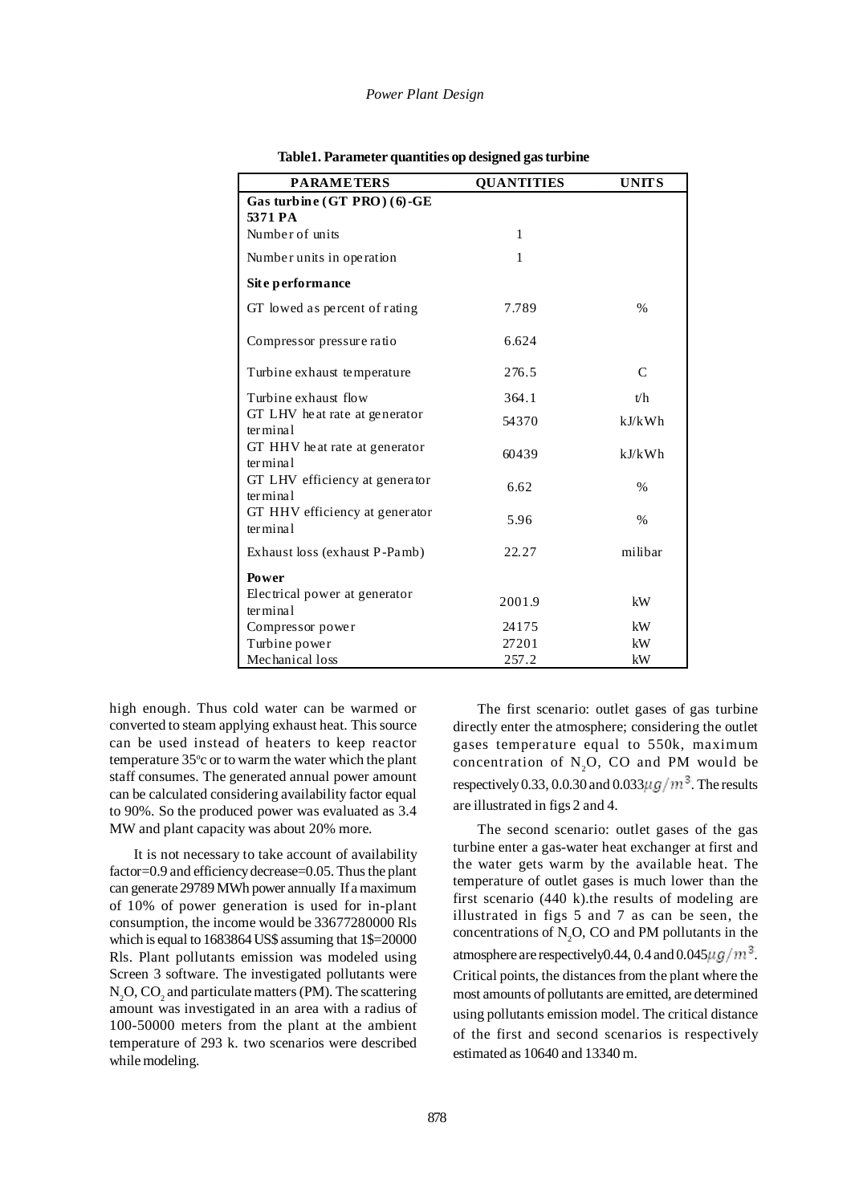**Table1. Parameter quantities op designed gas turbine**

| PARAMETERS | QUANTITIES | UNITS |
|---|---|---|
| **Gas turbine (GT PRO) (6)-GE 5371 PA** | | |
| Number of units | 1 | |
| Number units in operation | 1 | |
| **Site performance** | | |
| GT lowed as percent of rating | 7.789 | % |
| Compressor pressure ratio | 6.624 | |
| Turbine exhaust temperature | 276.5 | C |
| Turbine exhaust flow | 364.1 | t/h |
| GT LHV heat rate at generator terminal | 54370 | kJ/kWh |
| GT HHV heat rate at generator terminal | 60439 | kJ/kWh |
| GT LHV efficiency at generator terminal | 6.62 | % |
| GT HHV efficiency at generator terminal | 5.96 | % |
| Exhaust loss (exhaust P-Pamb) | 22.27 | milibar |
| **Power** | | |
| Electrical power at generator terminal | 2001.9 | kW |
| Compressor power | 24175 | kW |
| Turbine power | 27201 | kW |
| Mechanical loss | 257.2 | kW |

high enough. Thus cold water can be warmed or converted to steam applying exhaust heat. This source can be used instead of heaters to keep reactor temperature 35°c or to warm the water which the plant staff consumes. The generated annual power amount can be calculated considering availability factor equal to 90%. So the produced power was evaluated as 3.4 MW and plant capacity was about 20% more.

It is not necessary to take account of availability factor=0.9 and efficiency decrease=0.05. Thus the plant can generate 29789 MWh power annually If a maximum of 10% of power generation is used for in-plant consumption, the income would be 33677280000 Rls which is equal to 1683864 US$ assuming that 1$=20000 Rls. Plant pollutants emission was modeled using Screen 3 software. The investigated pollutants were $N_2O$, $CO_2$ and particulate matters (PM). The scattering amount was investigated in an area with a radius of 100-50000 meters from the plant at the ambient temperature of 293 k. two scenarios were described while modeling.

The first scenario: outlet gases of gas turbine directly enter the atmosphere; considering the outlet gases temperature equal to 550k, maximum concentration of $N_2O$, CO and PM would be respectively 0.33, 0.0.30 and 0.033$\mu g/m^3$. The results are illustrated in figs 2 and 4.

The second scenario: outlet gases of the gas turbine enter a gas-water heat exchanger at first and the water gets warm by the available heat. The temperature of outlet gases is much lower than the first scenario (440 k).the results of modeling are illustrated in figs 5 and 7 as can be seen, the concentrations of $N_2O$, CO and PM pollutants in the atmosphere are respectively0.44, 0.4 and 0.045$\mu g/m^3$. Critical points, the distances from the plant where the most amounts of pollutants are emitted, are determined using pollutants emission model. The critical distance of the first and second scenarios is respectively estimated as 10640 and 13340 m.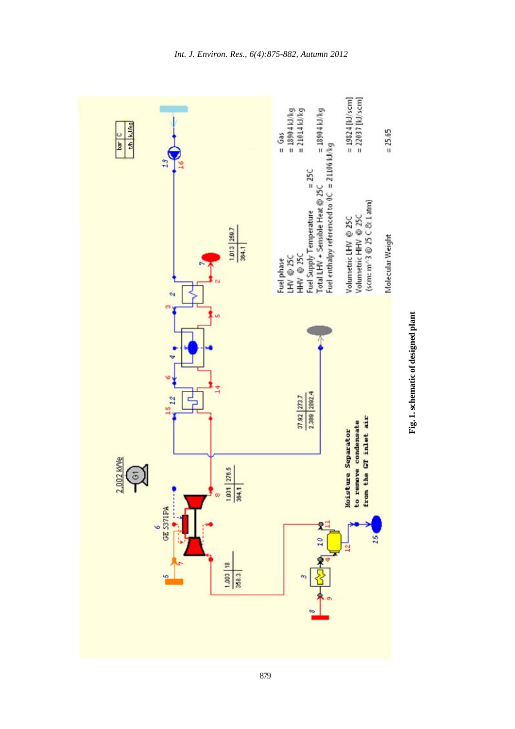| | |
|---|---|
| Fuel phase | = Gas |
| LHV @ 25C | = 18904 kJ/kg |
| HHV @ 25C | = 21014 kJ/kg |
| Fuel Supply Temperature | = 25C |
| Total LHV + Sensible Heat @ 25C | = 18904 kJ/kg |
| Fuel enthalpy referenced to 0C | = 21106 kJ/kg |
| Volumetric LHV @ 25C | = 19824 [kJ/scm] |
| Volumetric HHV @ 25C | = 22037 [kJ/scm] |
| (scm: m^3 @ 25 C & 1 atm) | |
| Molecular Weight | = 25.65 |

Moisture Separator to remove condensate from the GT inlet air

GE 5371PA

2,002 kWe

**Fig. 1. schematic of designed plant**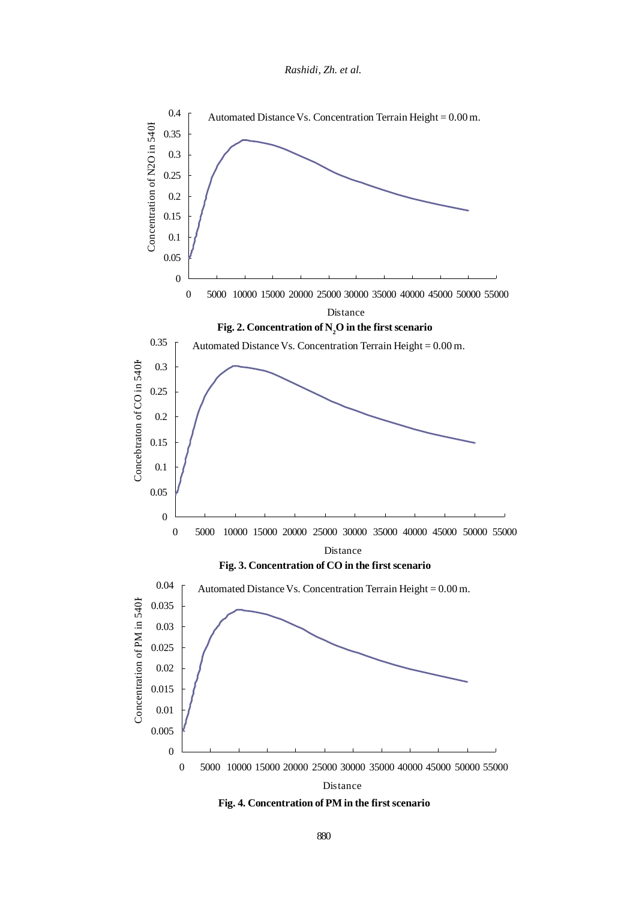Fig. 2. Concentration of $N_2O$ in the first scenario

Fig. 3. Concentration of CO in the first scenario

Fig. 4. Concentration of PM in the first scenario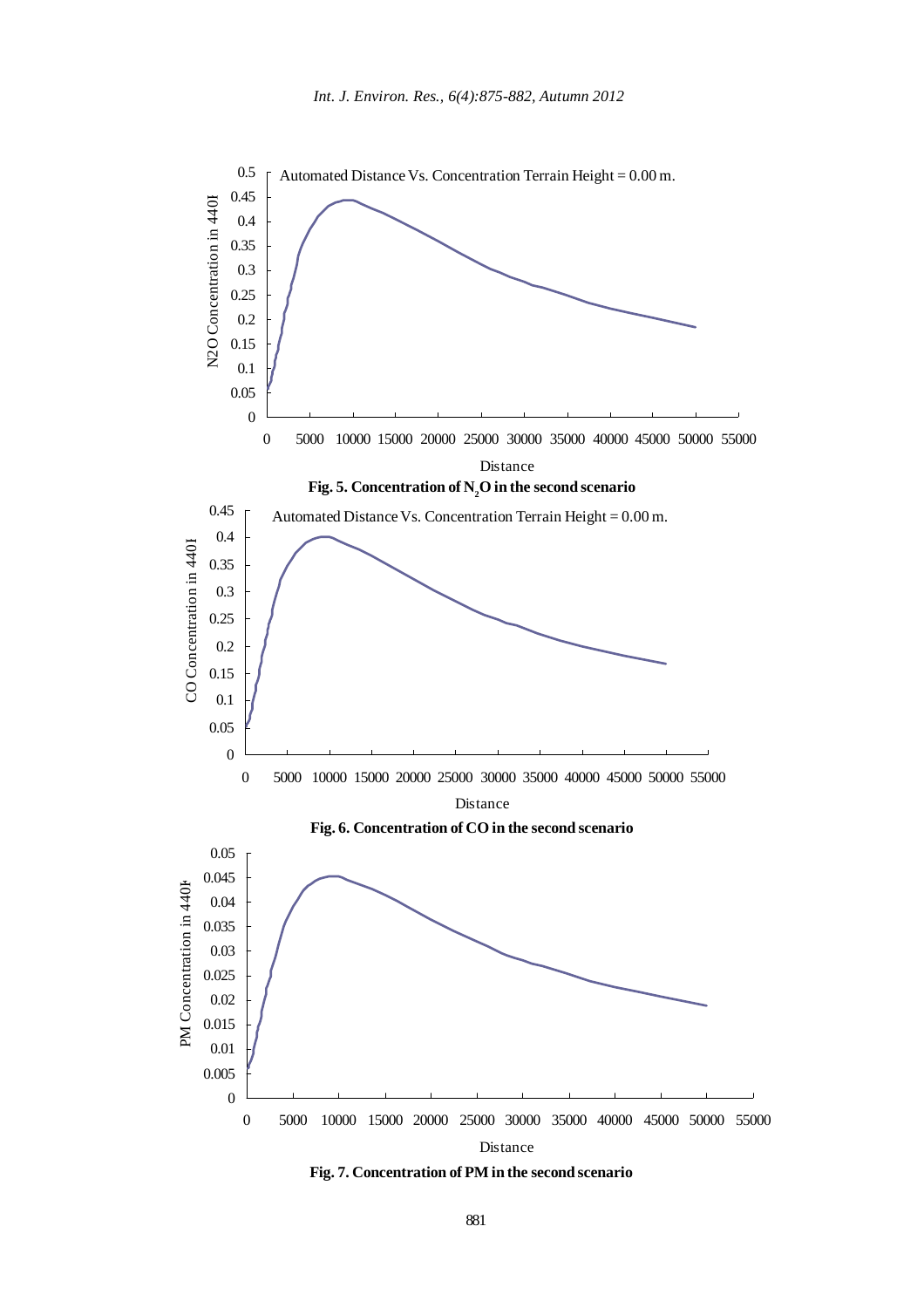Fig. 5. Concentration of $N_2O$ in the second scenario

Fig. 6. Concentration of CO in the second scenario

Fig. 7. Concentration of PM in the second scenario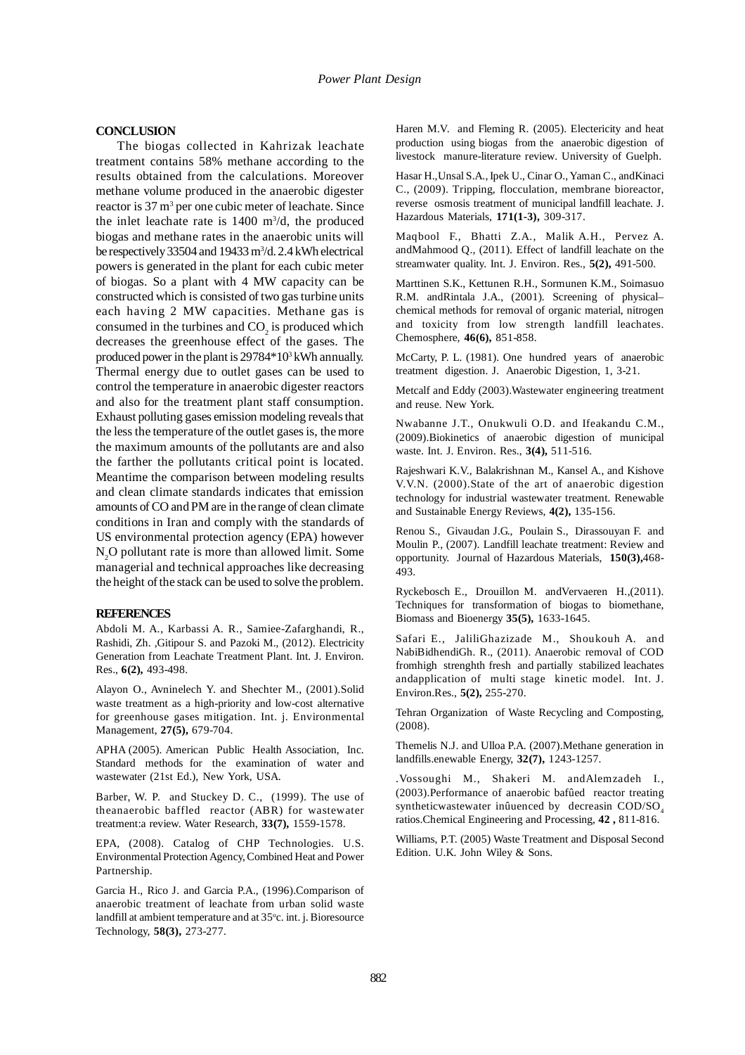## CONCLUSION

The biogas collected in Kahrizak leachate treatment contains 58% methane according to the results obtained from the calculations. Moreover methane volume produced in the anaerobic digester reactor is 37 $m^3$ per one cubic meter of leachate. Since the inlet leachate rate is 1400 $m^3$/d, the produced biogas and methane rates in the anaerobic units will be respectively 33504 and 19433 $m^3$/d. 2.4 kWh electrical powers is generated in the plant for each cubic meter of biogas. So a plant with 4 MW capacity can be constructed which is consisted of two gas turbine units each having 2 MW capacities. Methane gas is consumed in the turbines and $CO_2$ is produced which decreases the greenhouse effect of the gases. The produced power in the plant is 29784*$10^3$ kWh annually. Thermal energy due to outlet gases can be used to control the temperature in anaerobic digester reactors and also for the treatment plant staff consumption. Exhaust polluting gases emission modeling reveals that the less the temperature of the outlet gases is, the more the maximum amounts of the pollutants are and also the farther the pollutants critical point is located. Meantime the comparison between modeling results and clean climate standards indicates that emission amounts of CO and PM are in the range of clean climate conditions in Iran and comply with the standards of US environmental protection agency (EPA) however $N_2O$ pollutant rate is more than allowed limit. Some managerial and technical approaches like decreasing the height of the stack can be used to solve the problem.

## REFERENCES

Abdoli M. A., Karbassi A. R., Samiee-Zafarghandi, R., Rashidi, Zh. ,Gitipour S. and Pazoki M., (2012). Electricity Generation from Leachate Treatment Plant. Int. J. Environ. Res., **6(2),** 493-498.

Alayon O., Avninelech Y. and Shechter M., (2001).Solid waste treatment as a high-priority and low-cost alternative for greenhouse gases mitigation. Int. j. Environmental Management, **27(5),** 679-704.

APHA (2005). American Public Health Association, Inc. Standard methods for the examination of water and wastewater (21st Ed.), New York, USA.

Barber, W. P. and Stuckey D. C., (1999). The use of theanaerobic baffled reactor (ABR) for wastewater treatment:a review. Water Research, **33(7),** 1559-1578.

EPA, (2008). Catalog of CHP Technologies. U.S. Environmental Protection Agency, Combined Heat and Power Partnership.

Garcia H., Rico J. and Garcia P.A., (1996).Comparison of anaerobic treatment of leachate from urban solid waste landfill at ambient temperature and at 35°c. int. j. Bioresource Technology, **58(3),** 273-277.

Haren M.V. and Fleming R. (2005). Electericity and heat production using biogas from the anaerobic digestion of livestock manure-literature review. University of Guelph.

Hasar H.,Unsal S.A., Ipek U., Cinar O., Yaman C., andKinaci C., (2009). Tripping, flocculation, membrane bioreactor, reverse osmosis treatment of municipal landfill leachate. J. Hazardous Materials, **171(1-3),** 309-317.

Maqbool F., Bhatti Z.A., Malik A.H., Pervez A. andMahmood Q., (2011). Effect of landfill leachate on the streamwater quality. Int. J. Environ. Res., **5(2),** 491-500.

Marttinen S.K., Kettunen R.H., Sormunen K.M., Soimasuo R.M. andRintala J.A., (2001). Screening of physical–chemical methods for removal of organic material, nitrogen and toxicity from low strength landfill leachates. Chemosphere, **46(6),** 851-858.

McCarty, P. L. (1981). One hundred years of anaerobic treatment digestion. J. Anaerobic Digestion, 1, 3-21.

Metcalf and Eddy (2003).Wastewater engineering treatment and reuse. New York.

Nwabanne J.T., Onukwuli O.D. and Ifeakandu C.M., (2009).Biokinetics of anaerobic digestion of municipal waste. Int. J. Environ. Res., **3(4),** 511-516.

Rajeshwari K.V., Balakrishnan M., Kansel A., and Kishove V.V.N. (2000).State of the art of anaerobic digestion technology for industrial wastewater treatment. Renewable and Sustainable Energy Reviews, **4(2),** 135-156.

Renou S., Givaudan J.G., Poulain S., Dirassouyan F. and Moulin P., (2007). Landfill leachate treatment: Review and opportunity. Journal of Hazardous Materials, **150(3),**468-493.

Ryckebosch E., Drouillon M. andVervaeren H.,(2011). Techniques for transformation of biogas to biomethane, Biomass and Bioenergy **35(5),** 1633-1645.

Safari E., JaliliGhazizade M., Shoukouh A. and NabiBidhendiGh. R., (2011). Anaerobic removal of COD fromhigh strenghth fresh and partially stabilized leachates andapplication of multi stage kinetic model. Int. J. Environ.Res., **5(2),** 255-270.

Tehran Organization of Waste Recycling and Composting, (2008).

Themelis N.J. and Ulloa P.A. (2007).Methane generation in landfills.enewable Energy, **32(7),** 1243-1257.

.Vossoughi M., Shakeri M. andAlemzadeh I., (2003).Performance of anaerobic bafûed reactor treating syntheticwastewater inûuenced by decreasin COD/$SO_4$ ratios.Chemical Engineering and Processing, **42 ,** 811-816.

Williams, P.T. (2005) Waste Treatment and Disposal Second Edition. U.K. John Wiley & Sons.